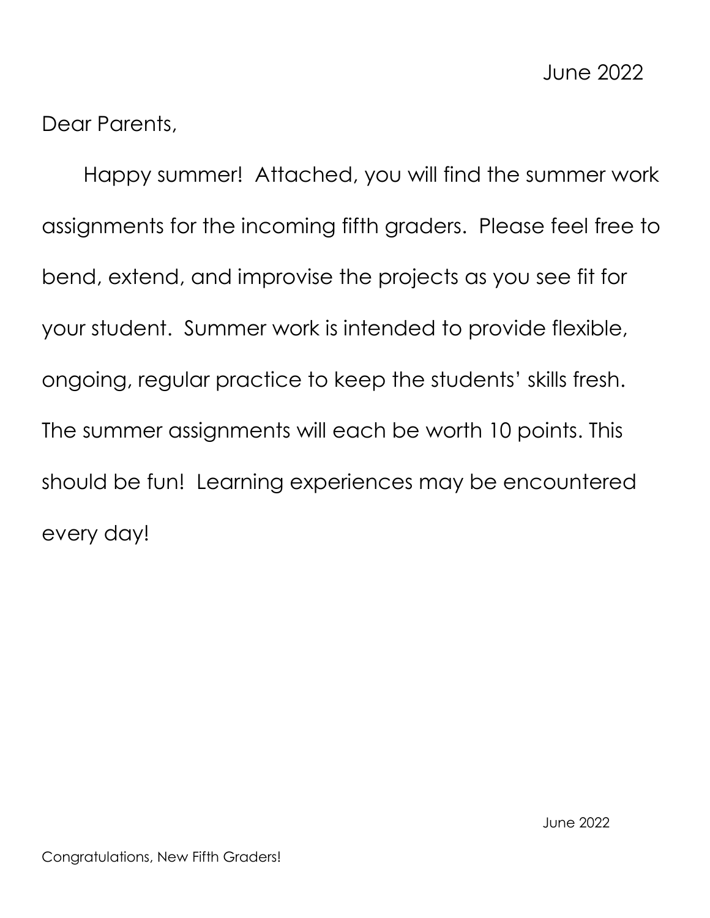June 2022

Dear Parents,

Happy summer! Attached, you will find the summer work assignments for the incoming fifth graders. Please feel free to bend, extend, and improvise the projects as you see fit for your student. Summer work is intended to provide flexible, ongoing, regular practice to keep the students' skills fresh. The summer assignments will each be worth 10 points. This should be fun! Learning experiences may be encountered every day!

June 2022

Congratulations, New Fifth Graders!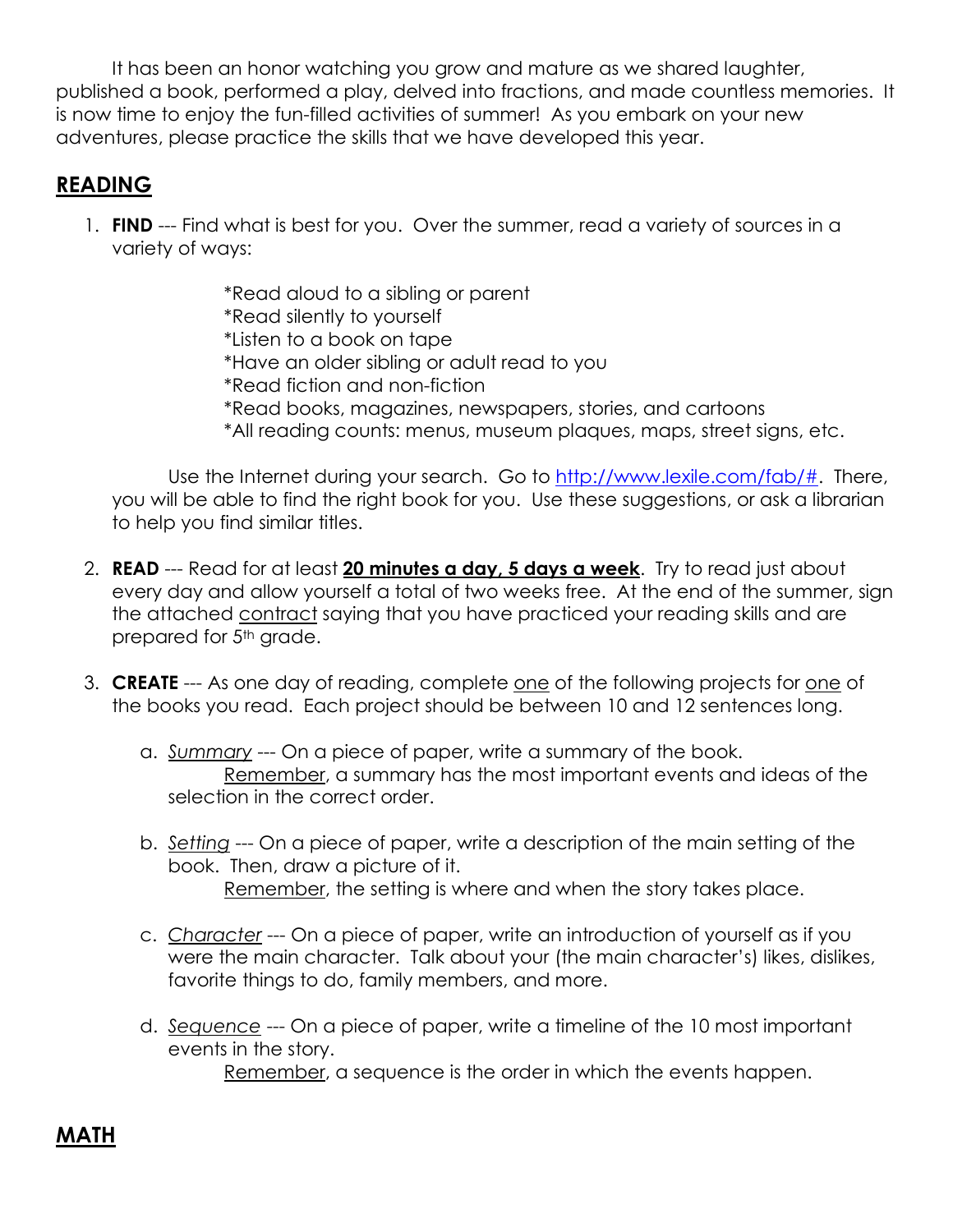It has been an honor watching you grow and mature as we shared laughter, published a book, performed a play, delved into fractions, and made countless memories. It is now time to enjoy the fun-filled activities of summer! As you embark on your new adventures, please practice the skills that we have developed this year.

## READING

1. **FIND** --- Find what is best for you. Over the summer, read a variety of sources in a variety of ways:

   *Read aloud to a sibling or parent
   *Read silently to yourself
   *Listen to a book on tape
   *Have an older sibling or adult read to you
   *Read fiction and non-fiction
   *Read books, magazines, newspapers, stories, and cartoons
   *All reading counts: menus, museum plaques, maps, street signs, etc.

   Use the Internet during your search. Go to http://www.lexile.com/fab/#. There, you will be able to find the right book for you. Use these suggestions, or ask a librarian to help you find similar titles.

2. **READ** --- Read for at least **20 minutes a day, 5 days a week**. Try to read just about every day and allow yourself a total of two weeks free. At the end of the summer, sign the attached contract saying that you have practiced your reading skills and are prepared for 5th grade.

3. **CREATE** --- As one day of reading, complete one of the following projects for one of the books you read. Each project should be between 10 and 12 sentences long.

   a. *Summary* --- On a piece of paper, write a summary of the book. Remember, a summary has the most important events and ideas of the selection in the correct order.

   b. *Setting* --- On a piece of paper, write a description of the main setting of the book. Then, draw a picture of it. Remember, the setting is where and when the story takes place.

   c. *Character* --- On a piece of paper, write an introduction of yourself as if you were the main character. Talk about your (the main character's) likes, dislikes, favorite things to do, family members, and more.

   d. *Sequence* --- On a piece of paper, write a timeline of the 10 most important events in the story. Remember, a sequence is the order in which the events happen.

## MATH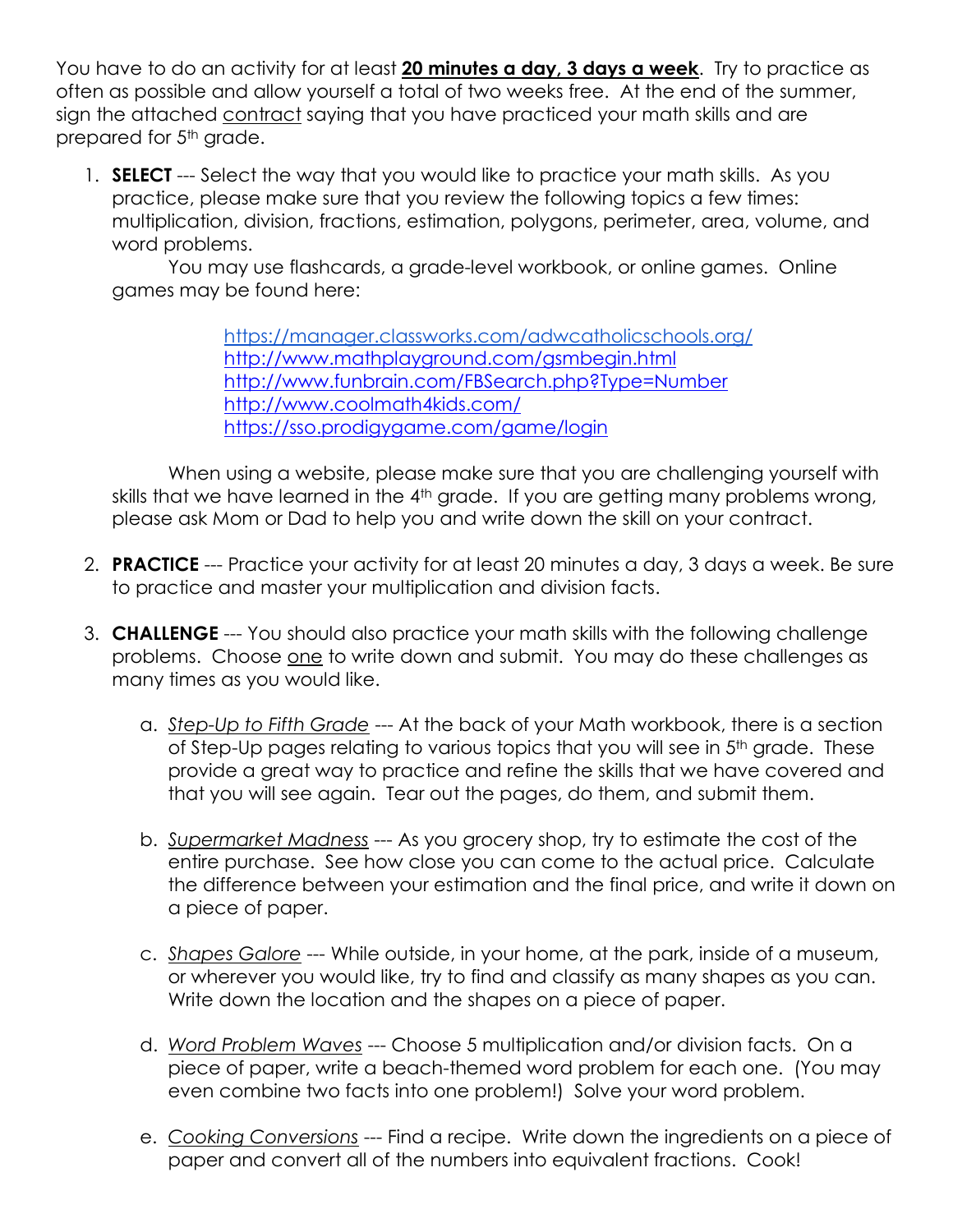You have to do an activity for at least **20 minutes a day, 3 days a week**. Try to practice as often as possible and allow yourself a total of two weeks free. At the end of the summer, sign the attached contract saying that you have practiced your math skills and are prepared for 5th grade.

1. **SELECT** --- Select the way that you would like to practice your math skills. As you practice, please make sure that you review the following topics a few times: multiplication, division, fractions, estimation, polygons, perimeter, area, volume, and word problems.

   You may use flashcards, a grade-level workbook, or online games. Online games may be found here:

   https://manager.classworks.com/adwcatholicschools.org/
   http://www.mathplayground.com/gsmbegin.html
   http://www.funbrain.com/FBSearch.php?Type=Number
   http://www.coolmath4kids.com/
   https://sso.prodigygame.com/game/login

   When using a website, please make sure that you are challenging yourself with skills that we have learned in the 4th grade. If you are getting many problems wrong, please ask Mom or Dad to help you and write down the skill on your contract.

2. **PRACTICE** --- Practice your activity for at least 20 minutes a day, 3 days a week. Be sure to practice and master your multiplication and division facts.

3. **CHALLENGE** --- You should also practice your math skills with the following challenge problems. Choose one to write down and submit. You may do these challenges as many times as you would like.

   a. *Step-Up to Fifth Grade* --- At the back of your Math workbook, there is a section of Step-Up pages relating to various topics that you will see in 5th grade. These provide a great way to practice and refine the skills that we have covered and that you will see again. Tear out the pages, do them, and submit them.

   b. *Supermarket Madness* --- As you grocery shop, try to estimate the cost of the entire purchase. See how close you can come to the actual price. Calculate the difference between your estimation and the final price, and write it down on a piece of paper.

   c. *Shapes Galore* --- While outside, in your home, at the park, inside of a museum, or wherever you would like, try to find and classify as many shapes as you can. Write down the location and the shapes on a piece of paper.

   d. *Word Problem Waves* --- Choose 5 multiplication and/or division facts. On a piece of paper, write a beach-themed word problem for each one. (You may even combine two facts into one problem!) Solve your word problem.

   e. *Cooking Conversions* --- Find a recipe. Write down the ingredients on a piece of paper and convert all of the numbers into equivalent fractions. Cook!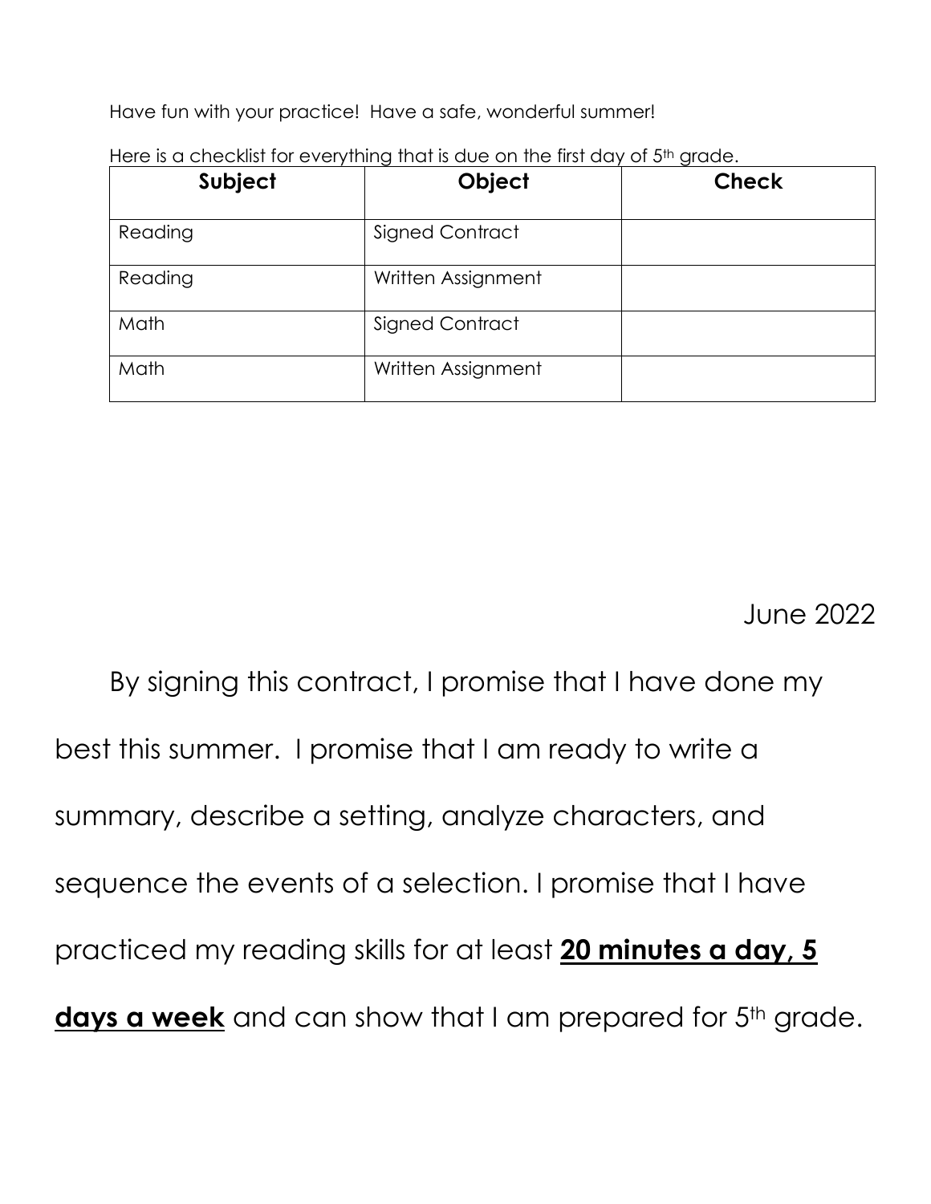Have fun with your practice! Have a safe, wonderful summer!

Here is a checklist for everything that is due on the first day of 5th grade.

| Subject | Object | Check |
|---|---|---|
| Reading | Signed Contract | |
| Reading | Written Assignment | |
| Math | Signed Contract | |
| Math | Written Assignment | |

June 2022

By signing this contract, I promise that I have done my best this summer. I promise that I am ready to write a summary, describe a setting, analyze characters, and sequence the events of a selection. I promise that I have practiced my reading skills for at least <u>**20 minutes a day, 5 days a week**</u> and can show that I am prepared for 5th grade.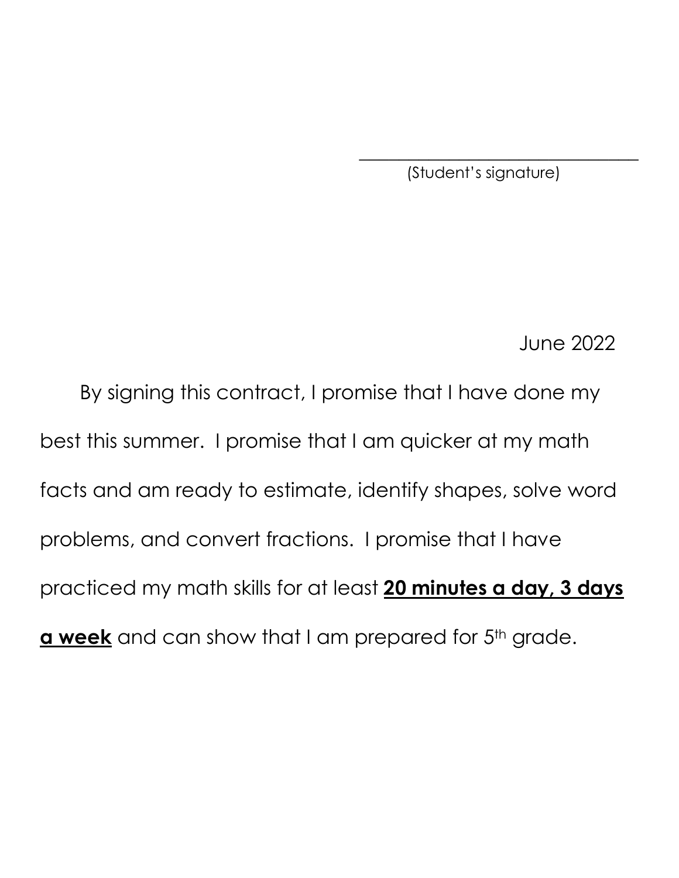\_\_\_\_\_\_\_\_\_\_\_\_\_\_\_\_\_\_\_\_\_\_\_\_\_\_\_\_\_\_\_\_

(Student's signature)

June 2022

By signing this contract, I promise that I have done my best this summer. I promise that I am quicker at my math facts and am ready to estimate, identify shapes, solve word problems, and convert fractions. I promise that I have practiced my math skills for at least **20 minutes a day, 3 days a week** and can show that I am prepared for 5th grade.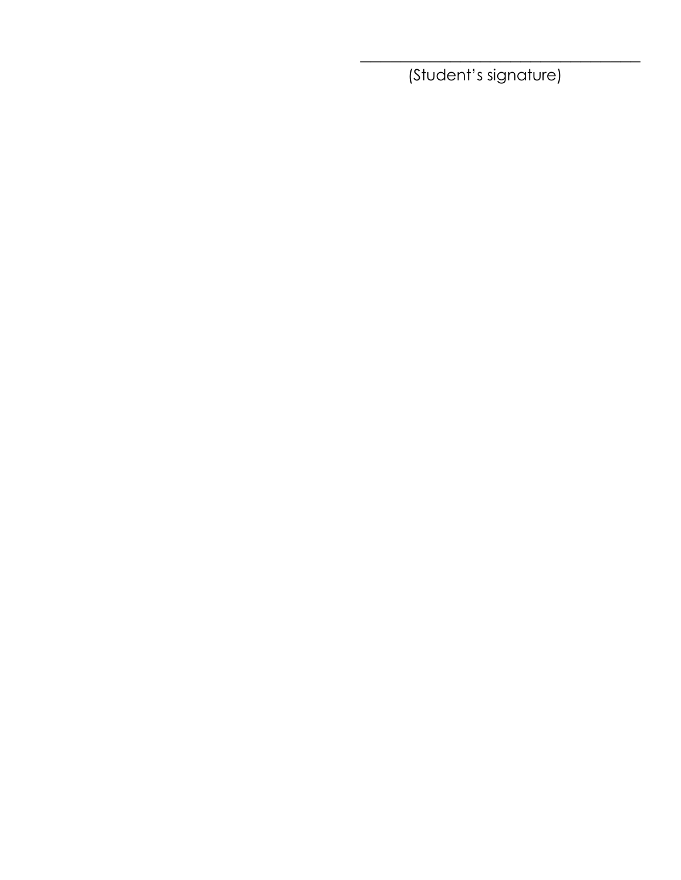\_\_\_\_\_\_\_\_\_\_\_\_\_\_\_\_\_\_\_\_\_\_\_\_\_\_\_\_\_\_\_\_\_\_\_\_

(Student's signature)